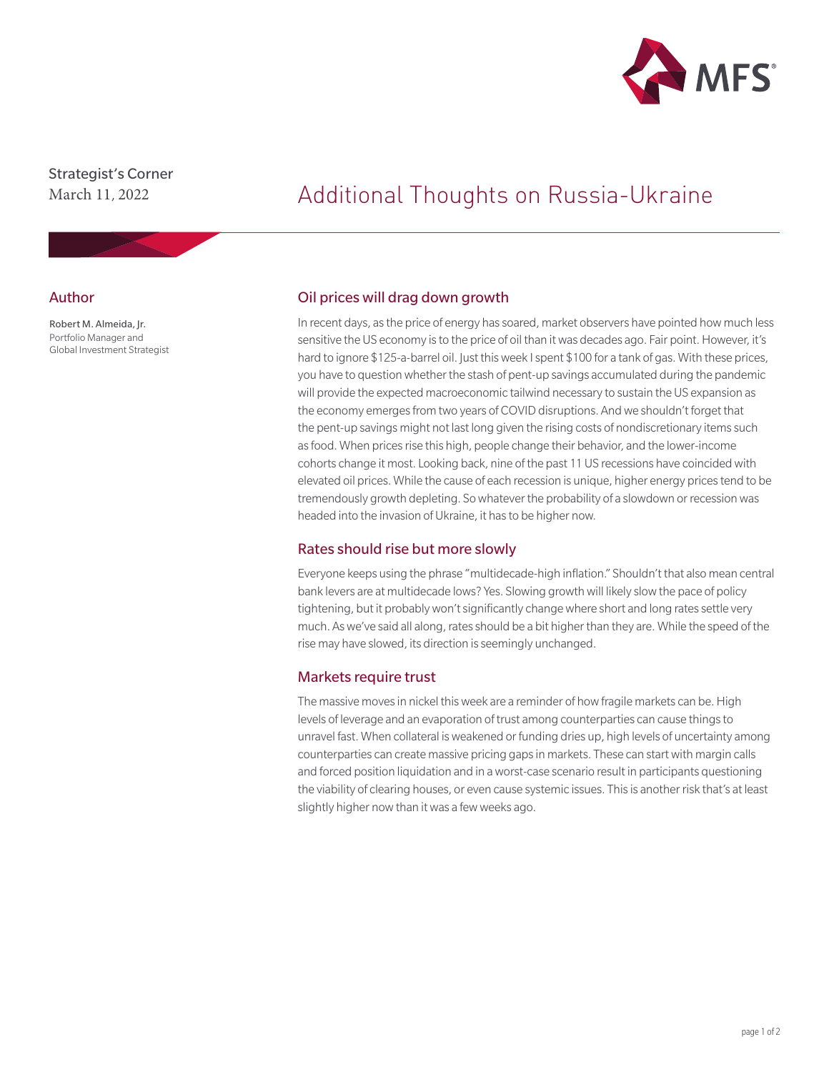Strategist's Corner
March 11, 2022

# Additional Thoughts on Russia-Ukraine

## Author

Robert M. Almeida, Jr.
Portfolio Manager and
Global Investment Strategist

## Oil prices will drag down growth

In recent days, as the price of energy has soared, market observers have pointed how much less sensitive the US economy is to the price of oil than it was decades ago. Fair point. However, it's hard to ignore $125-a-barrel oil. Just this week I spent $100 for a tank of gas. With these prices, you have to question whether the stash of pent-up savings accumulated during the pandemic will provide the expected macroeconomic tailwind necessary to sustain the US expansion as the economy emerges from two years of COVID disruptions. And we shouldn't forget that the pent-up savings might not last long given the rising costs of nondiscretionary items such as food. When prices rise this high, people change their behavior, and the lower-income cohorts change it most. Looking back, nine of the past 11 US recessions have coincided with elevated oil prices. While the cause of each recession is unique, higher energy prices tend to be tremendously growth depleting. So whatever the probability of a slowdown or recession was headed into the invasion of Ukraine, it has to be higher now.

## Rates should rise but more slowly

Everyone keeps using the phrase "multidecade-high inflation." Shouldn't that also mean central bank levers are at multidecade lows? Yes. Slowing growth will likely slow the pace of policy tightening, but it probably won't significantly change where short and long rates settle very much. As we've said all along, rates should be a bit higher than they are. While the speed of the rise may have slowed, its direction is seemingly unchanged.

## Markets require trust

The massive moves in nickel this week are a reminder of how fragile markets can be. High levels of leverage and an evaporation of trust among counterparties can cause things to unravel fast. When collateral is weakened or funding dries up, high levels of uncertainty among counterparties can create massive pricing gaps in markets. These can start with margin calls and forced position liquidation and in a worst-case scenario result in participants questioning the viability of clearing houses, or even cause systemic issues. This is another risk that's at least slightly higher now than it was a few weeks ago.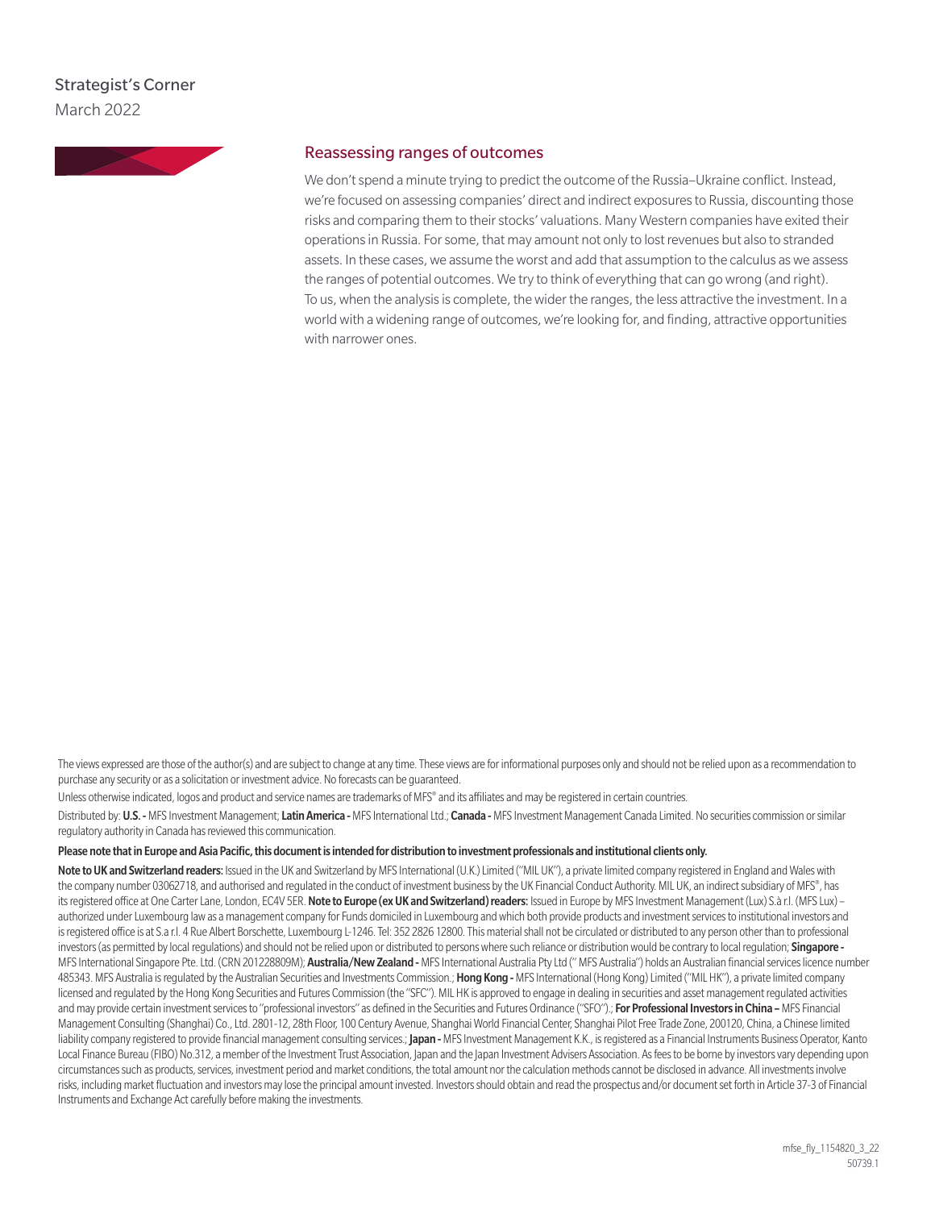Strategist's Corner

March 2022

## Reassessing ranges of outcomes

We don't spend a minute trying to predict the outcome of the Russia–Ukraine conflict. Instead, we're focused on assessing companies' direct and indirect exposures to Russia, discounting those risks and comparing them to their stocks' valuations. Many Western companies have exited their operations in Russia. For some, that may amount not only to lost revenues but also to stranded assets. In these cases, we assume the worst and add that assumption to the calculus as we assess the ranges of potential outcomes. We try to think of everything that can go wrong (and right). To us, when the analysis is complete, the wider the ranges, the less attractive the investment. In a world with a widening range of outcomes, we're looking for, and finding, attractive opportunities with narrower ones.

The views expressed are those of the author(s) and are subject to change at any time. These views are for informational purposes only and should not be relied upon as a recommendation to purchase any security or as a solicitation or investment advice. No forecasts can be guaranteed.

Unless otherwise indicated, logos and product and service names are trademarks of MFS® and its affiliates and may be registered in certain countries.

Distributed by: **U.S. -** MFS Investment Management; **Latin America -** MFS International Ltd.; **Canada -** MFS Investment Management Canada Limited. No securities commission or similar regulatory authority in Canada has reviewed this communication.

**Please note that in Europe and Asia Pacific, this document is intended for distribution to investment professionals and institutional clients only.**

**Note to UK and Switzerland readers:** Issued in the UK and Switzerland by MFS International (U.K.) Limited ("MIL UK"), a private limited company registered in England and Wales with the company number 03062718, and authorised and regulated in the conduct of investment business by the UK Financial Conduct Authority. MIL UK, an indirect subsidiary of MFS®, has its registered office at One Carter Lane, London, EC4V 5ER. **Note to Europe (ex UK and Switzerland) readers:** Issued in Europe by MFS Investment Management (Lux) S.à r.l. (MFS Lux) – authorized under Luxembourg law as a management company for Funds domiciled in Luxembourg and which both provide products and investment services to institutional investors and is registered office is at S.a r.l. 4 Rue Albert Borschette, Luxembourg L-1246. Tel: 352 2826 12800. This material shall not be circulated or distributed to any person other than to professional investors (as permitted by local regulations) and should not be relied upon or distributed to persons where such reliance or distribution would be contrary to local regulation; **Singapore -** MFS International Singapore Pte. Ltd. (CRN 201228809M); **Australia/New Zealand -** MFS International Australia Pty Ltd (" MFS Australia") holds an Australian financial services licence number 485343. MFS Australia is regulated by the Australian Securities and Investments Commission.; **Hong Kong -** MFS International (Hong Kong) Limited ("MIL HK"), a private limited company licensed and regulated by the Hong Kong Securities and Futures Commission (the "SFC"). MIL HK is approved to engage in dealing in securities and asset management regulated activities and may provide certain investment services to "professional investors" as defined in the Securities and Futures Ordinance ("SFO").; **For Professional Investors in China –** MFS Financial Management Consulting (Shanghai) Co., Ltd. 2801-12, 28th Floor, 100 Century Avenue, Shanghai World Financial Center, Shanghai Pilot Free Trade Zone, 200120, China, a Chinese limited liability company registered to provide financial management consulting services.; **Japan -** MFS Investment Management K.K., is registered as a Financial Instruments Business Operator, Kanto Local Finance Bureau (FIBO) No.312, a member of the Investment Trust Association, Japan and the Japan Investment Advisers Association. As fees to be borne by investors vary depending upon circumstances such as products, services, investment period and market conditions, the total amount nor the calculation methods cannot be disclosed in advance. All investments involve risks, including market fluctuation and investors may lose the principal amount invested. Investors should obtain and read the prospectus and/or document set forth in Article 37-3 of Financial Instruments and Exchange Act carefully before making the investments.

mfse_fly_1154820_3_22
50739.1